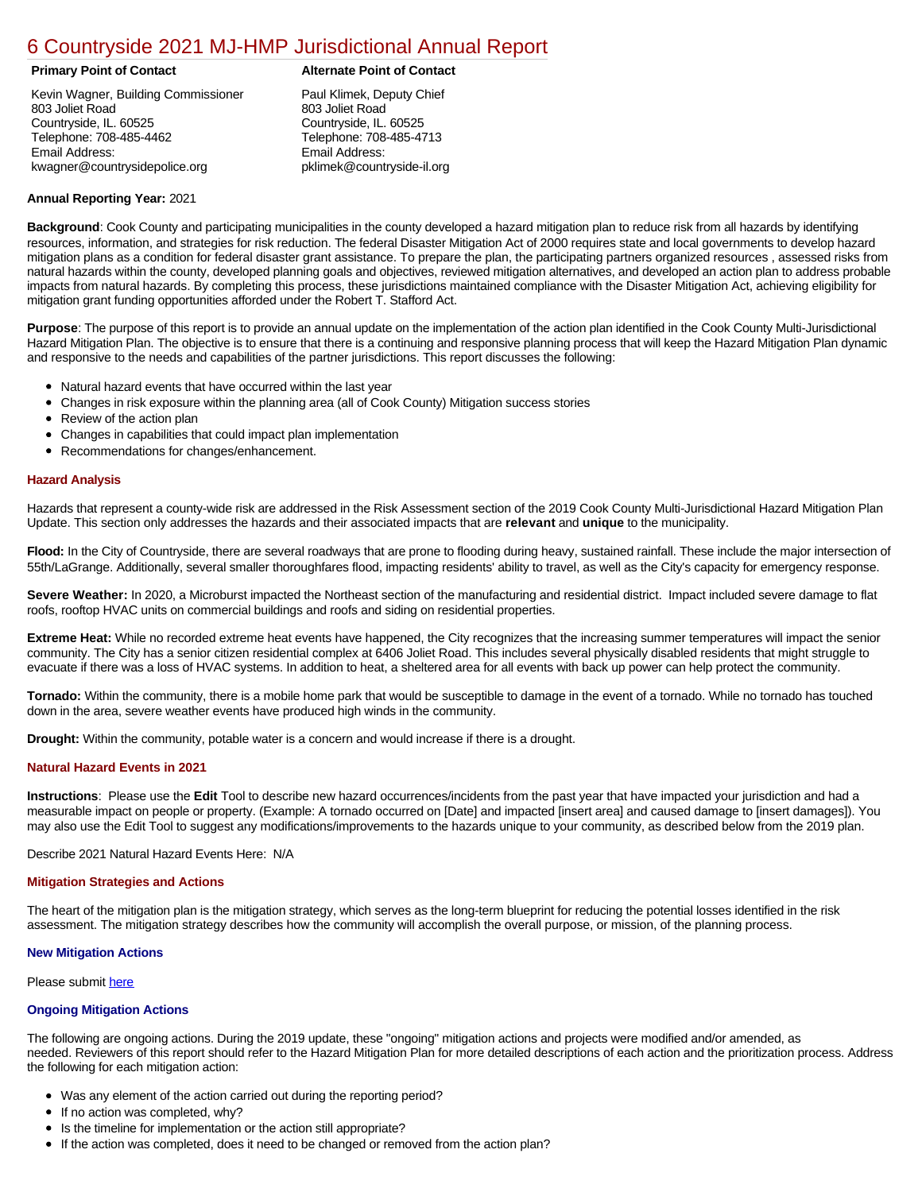# 6 Countryside 2021 MJ-HMP Jurisdictional Annual Report

**Primary Point of Contact**

Kevin Wagner, Building Commissioner
803 Joliet Road
Countryside, IL. 60525
Telephone: 708-485-4462
Email Address:
kwagner@countrysidepolice.org

**Alternate Point of Contact**

Paul Klimek, Deputy Chief
803 Joliet Road
Countryside, IL. 60525
Telephone: 708-485-4713
Email Address:
pklimek@countryside-il.org

**Annual Reporting Year:** 2021

**Background**: Cook County and participating municipalities in the county developed a hazard mitigation plan to reduce risk from all hazards by identifying resources, information, and strategies for risk reduction. The federal Disaster Mitigation Act of 2000 requires state and local governments to develop hazard mitigation plans as a condition for federal disaster grant assistance. To prepare the plan, the participating partners organized resources , assessed risks from natural hazards within the county, developed planning goals and objectives, reviewed mitigation alternatives, and developed an action plan to address probable impacts from natural hazards. By completing this process, these jurisdictions maintained compliance with the Disaster Mitigation Act, achieving eligibility for mitigation grant funding opportunities afforded under the Robert T. Stafford Act.

**Purpose**: The purpose of this report is to provide an annual update on the implementation of the action plan identified in the Cook County Multi-Jurisdictional Hazard Mitigation Plan. The objective is to ensure that there is a continuing and responsive planning process that will keep the Hazard Mitigation Plan dynamic and responsive to the needs and capabilities of the partner jurisdictions. This report discusses the following:

- Natural hazard events that have occurred within the last year
- Changes in risk exposure within the planning area (all of Cook County) Mitigation success stories
- Review of the action plan
- Changes in capabilities that could impact plan implementation
- Recommendations for changes/enhancement.

### Hazard Analysis

Hazards that represent a county-wide risk are addressed in the Risk Assessment section of the 2019 Cook County Multi-Jurisdictional Hazard Mitigation Plan Update. This section only addresses the hazards and their associated impacts that are **relevant** and **unique** to the municipality.

**Flood:** In the City of Countryside, there are several roadways that are prone to flooding during heavy, sustained rainfall. These include the major intersection of 55th/LaGrange. Additionally, several smaller thoroughfares flood, impacting residents' ability to travel, as well as the City's capacity for emergency response.

**Severe Weather:** In 2020, a Microburst impacted the Northeast section of the manufacturing and residential district. Impact included severe damage to flat roofs, rooftop HVAC units on commercial buildings and roofs and siding on residential properties.

**Extreme Heat:** While no recorded extreme heat events have happened, the City recognizes that the increasing summer temperatures will impact the senior community. The City has a senior citizen residential complex at 6406 Joliet Road. This includes several physically disabled residents that might struggle to evacuate if there was a loss of HVAC systems. In addition to heat, a sheltered area for all events with back up power can help protect the community.

**Tornado:** Within the community, there is a mobile home park that would be susceptible to damage in the event of a tornado. While no tornado has touched down in the area, severe weather events have produced high winds in the community.

**Drought:** Within the community, potable water is a concern and would increase if there is a drought.

### Natural Hazard Events in 2021

**Instructions**: Please use the **Edit** Tool to describe new hazard occurrences/incidents from the past year that have impacted your jurisdiction and had a measurable impact on people or property. (Example: A tornado occurred on [Date] and impacted [insert area] and caused damage to [insert damages]). You may also use the Edit Tool to suggest any modifications/improvements to the hazards unique to your community, as described below from the 2019 plan.

Describe 2021 Natural Hazard Events Here: N/A

### Mitigation Strategies and Actions

The heart of the mitigation plan is the mitigation strategy, which serves as the long-term blueprint for reducing the potential losses identified in the risk assessment. The mitigation strategy describes how the community will accomplish the overall purpose, or mission, of the planning process.

#### New Mitigation Actions

Please submit here

#### Ongoing Mitigation Actions

The following are ongoing actions. During the 2019 update, these "ongoing" mitigation actions and projects were modified and/or amended, as needed. Reviewers of this report should refer to the Hazard Mitigation Plan for more detailed descriptions of each action and the prioritization process. Address the following for each mitigation action:

- Was any element of the action carried out during the reporting period?
- If no action was completed, why?
- Is the timeline for implementation or the action still appropriate?
- If the action was completed, does it need to be changed or removed from the action plan?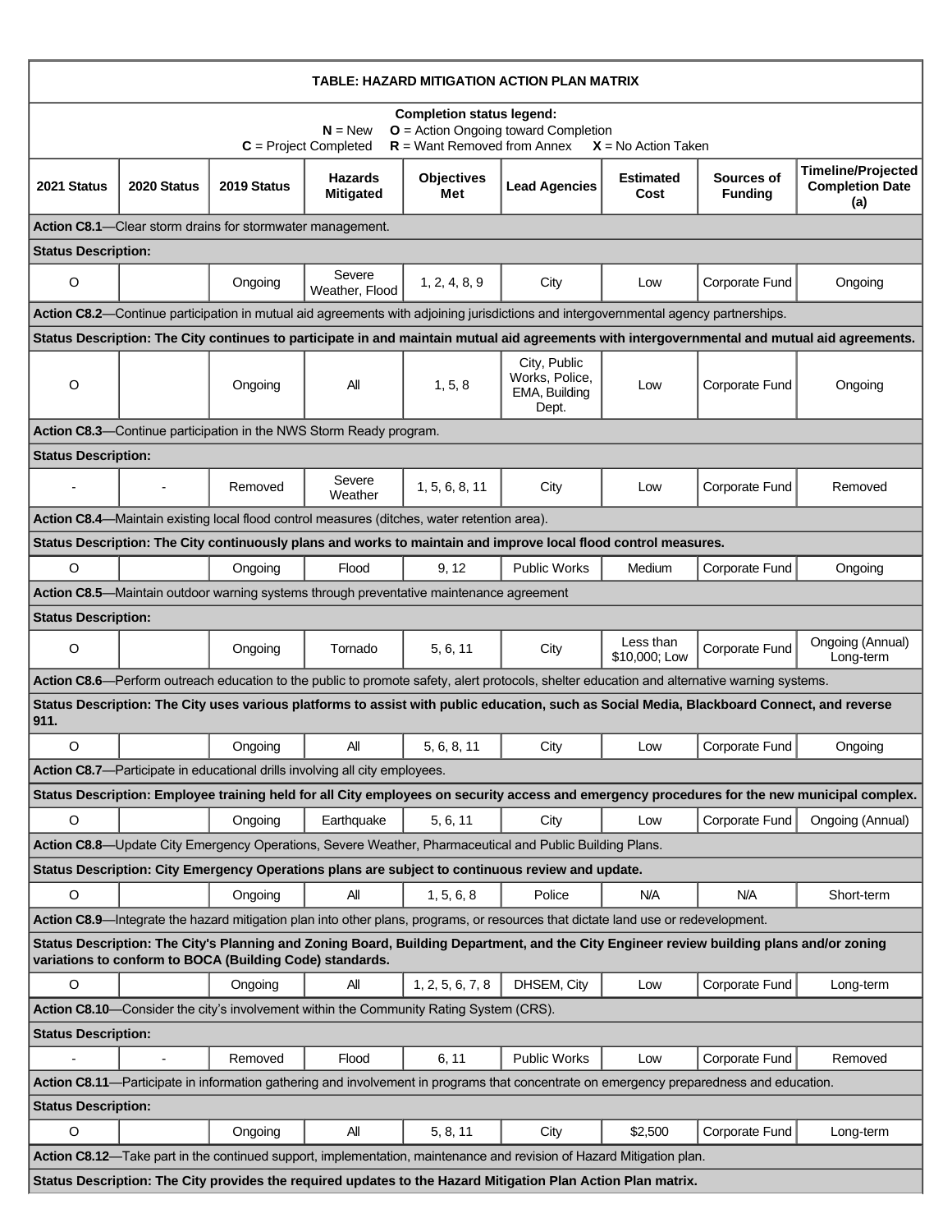| TABLE: HAZARD MITIGATION ACTION PLAN MATRIX | | | | | | | | |
|---|---|---|---|---|---|---|---|---|
| **Completion status legend:** **N** = New **O** = Action Ongoing toward Completion **C** = Project Completed **R** = Want Removed from Annex **X** = No Action Taken | | | | | | | | |
| **2021 Status** | **2020 Status** | **2019 Status** | **Hazards Mitigated** | **Objectives Met** | **Lead Agencies** | **Estimated Cost** | **Sources of Funding** | **Timeline/Projected Completion Date (a)** |
| **Action C8.1**—Clear storm drains for stormwater management. | | | | | | | | |
| **Status Description:** | | | | | | | | |
| O | | Ongoing | Severe Weather, Flood | 1, 2, 4, 8, 9 | City | Low | Corporate Fund | Ongoing |
| **Action C8.2**—Continue participation in mutual aid agreements with adjoining jurisdictions and intergovernmental agency partnerships. | | | | | | | | |
| **Status Description: The City continues to participate in and maintain mutual aid agreements with intergovernmental and mutual aid agreements.** | | | | | | | | |
| O | | Ongoing | All | 1, 5, 8 | City, Public Works, Police, EMA, Building Dept. | Low | Corporate Fund | Ongoing |
| **Action C8.3**—Continue participation in the NWS Storm Ready program. | | | | | | | | |
| **Status Description:** | | | | | | | | |
| - | - | Removed | Severe Weather | 1, 5, 6, 8, 11 | City | Low | Corporate Fund | Removed |
| **Action C8.4**—Maintain existing local flood control measures (ditches, water retention area). | | | | | | | | |
| **Status Description: The City continuously plans and works to maintain and improve local flood control measures.** | | | | | | | | |
| O | | Ongoing | Flood | 9, 12 | Public Works | Medium | Corporate Fund | Ongoing |
| **Action C8.5**—Maintain outdoor warning systems through preventative maintenance agreement | | | | | | | | |
| **Status Description:** | | | | | | | | |
| O | | Ongoing | Tornado | 5, 6, 11 | City | Less than $10,000; Low | Corporate Fund | Ongoing (Annual) Long-term |
| **Action C8.6**—Perform outreach education to the public to promote safety, alert protocols, shelter education and alternative warning systems. | | | | | | | | |
| **Status Description: The City uses various platforms to assist with public education, such as Social Media, Blackboard Connect, and reverse 911.** | | | | | | | | |
| O | | Ongoing | All | 5, 6, 8, 11 | City | Low | Corporate Fund | Ongoing |
| **Action C8.7**—Participate in educational drills involving all city employees. | | | | | | | | |
| **Status Description: Employee training held for all City employees on security access and emergency procedures for the new municipal complex.** | | | | | | | | |
| O | | Ongoing | Earthquake | 5, 6, 11 | City | Low | Corporate Fund | Ongoing (Annual) |
| **Action C8.8**—Update City Emergency Operations, Severe Weather, Pharmaceutical and Public Building Plans. | | | | | | | | |
| **Status Description: City Emergency Operations plans are subject to continuous review and update.** | | | | | | | | |
| O | | Ongoing | All | 1, 5, 6, 8 | Police | N/A | N/A | Short-term |
| **Action C8.9**—Integrate the hazard mitigation plan into other plans, programs, or resources that dictate land use or redevelopment. | | | | | | | | |
| **Status Description: The City's Planning and Zoning Board, Building Department, and the City Engineer review building plans and/or zoning variations to conform to BOCA (Building Code) standards.** | | | | | | | | |
| O | | Ongoing | All | 1, 2, 5, 6, 7, 8 | DHSEM, City | Low | Corporate Fund | Long-term |
| **Action C8.10**—Consider the city's involvement within the Community Rating System (CRS). | | | | | | | | |
| **Status Description:** | | | | | | | | |
| - | - | Removed | Flood | 6, 11 | Public Works | Low | Corporate Fund | Removed |
| **Action C8.11**—Participate in information gathering and involvement in programs that concentrate on emergency preparedness and education. | | | | | | | | |
| **Status Description:** | | | | | | | | |
| O | | Ongoing | All | 5, 8, 11 | City | $2,500 | Corporate Fund | Long-term |
| **Action C8.12**—Take part in the continued support, implementation, maintenance and revision of Hazard Mitigation plan. | | | | | | | | |
| **Status Description: The City provides the required updates to the Hazard Mitigation Plan Action Plan matrix.** | | | | | | | | |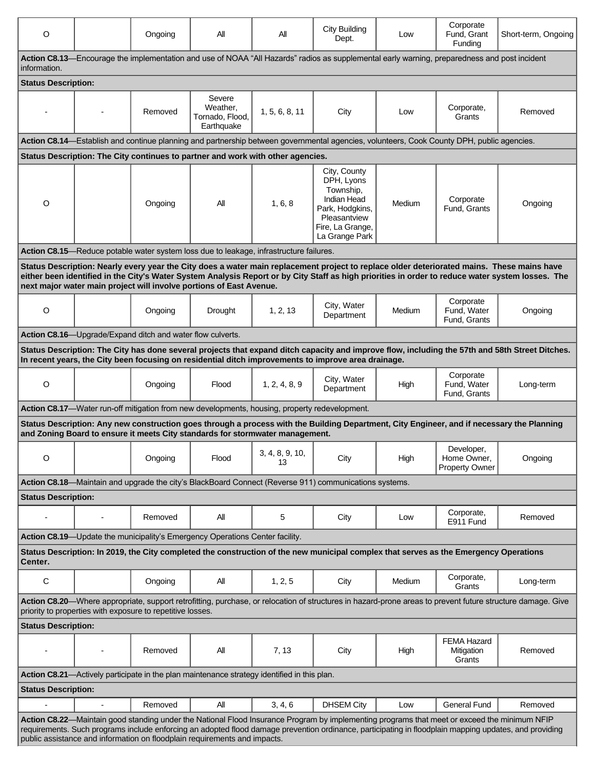| | | | | | | | | |
|---|---|---|---|---|---|---|---|---|
| O | | Ongoing | All | All | City Building Dept. | Low | Corporate Fund, Grant Funding | Short-term, Ongoing |
| **Action C8.13**—Encourage the implementation and use of NOAA "All Hazards" radios as supplemental early warning, preparedness and post incident information. | | | | | | | | |
| **Status Description:** | | | | | | | | |
| - | - | Removed | Severe Weather, Tornado, Flood, Earthquake | 1, 5, 6, 8, 11 | City | Low | Corporate, Grants | Removed |
| **Action C8.14**—Establish and continue planning and partnership between governmental agencies, volunteers, Cook County DPH, public agencies. | | | | | | | | |
| **Status Description: The City continues to partner and work with other agencies.** | | | | | | | | |
| O | | Ongoing | All | 1, 6, 8 | City, County DPH, Lyons Township, Indian Head Park, Hodgkins, Pleasantview Fire, La Grange, La Grange Park | Medium | Corporate Fund, Grants | Ongoing |
| **Action C8.15**—Reduce potable water system loss due to leakage, infrastructure failures. | | | | | | | | |
| **Status Description: Nearly every year the City does a water main replacement project to replace older deteriorated mains. These mains have either been identified in the City's Water System Analysis Report or by City Staff as high priorities in order to reduce water system losses. The next major water main project will involve portions of East Avenue.** | | | | | | | | |
| O | | Ongoing | Drought | 1, 2, 13 | City, Water Department | Medium | Corporate Fund, Water Fund, Grants | Ongoing |
| **Action C8.16**—Upgrade/Expand ditch and water flow culverts. | | | | | | | | |
| **Status Description: The City has done several projects that expand ditch capacity and improve flow, including the 57th and 58th Street Ditches. In recent years, the City been focusing on residential ditch improvements to improve area drainage.** | | | | | | | | |
| O | | Ongoing | Flood | 1, 2, 4, 8, 9 | City, Water Department | High | Corporate Fund, Water Fund, Grants | Long-term |
| **Action C8.17**—Water run-off mitigation from new developments, housing, property redevelopment. | | | | | | | | |
| **Status Description: Any new construction goes through a process with the Building Department, City Engineer, and if necessary the Planning and Zoning Board to ensure it meets City standards for stormwater management.** | | | | | | | | |
| O | | Ongoing | Flood | 3, 4, 8, 9, 10, 13 | City | High | Developer, Home Owner, Property Owner | Ongoing |
| **Action C8.18**—Maintain and upgrade the city's BlackBoard Connect (Reverse 911) communications systems. | | | | | | | | |
| **Status Description:** | | | | | | | | |
| - | - | Removed | All | 5 | City | Low | Corporate, E911 Fund | Removed |
| **Action C8.19**—Update the municipality's Emergency Operations Center facility. | | | | | | | | |
| **Status Description: In 2019, the City completed the construction of the new municipal complex that serves as the Emergency Operations Center.** | | | | | | | | |
| C | | Ongoing | All | 1, 2, 5 | City | Medium | Corporate, Grants | Long-term |
| **Action C8.20**—Where appropriate, support retrofitting, purchase, or relocation of structures in hazard-prone areas to prevent future structure damage. Give priority to properties with exposure to repetitive losses. | | | | | | | | |
| **Status Description:** | | | | | | | | |
| - | - | Removed | All | 7, 13 | City | High | FEMA Hazard Mitigation Grants | Removed |
| **Action C8.21**—Actively participate in the plan maintenance strategy identified in this plan. | | | | | | | | |
| **Status Description:** | | | | | | | | |
| - | - | Removed | All | 3, 4, 6 | DHSEM City | Low | General Fund | Removed |
| **Action C8.22**—Maintain good standing under the National Flood Insurance Program by implementing programs that meet or exceed the minimum NFIP requirements. Such programs include enforcing an adopted flood damage prevention ordinance, participating in floodplain mapping updates, and providing public assistance and information on floodplain requirements and impacts. | | | | | | | | |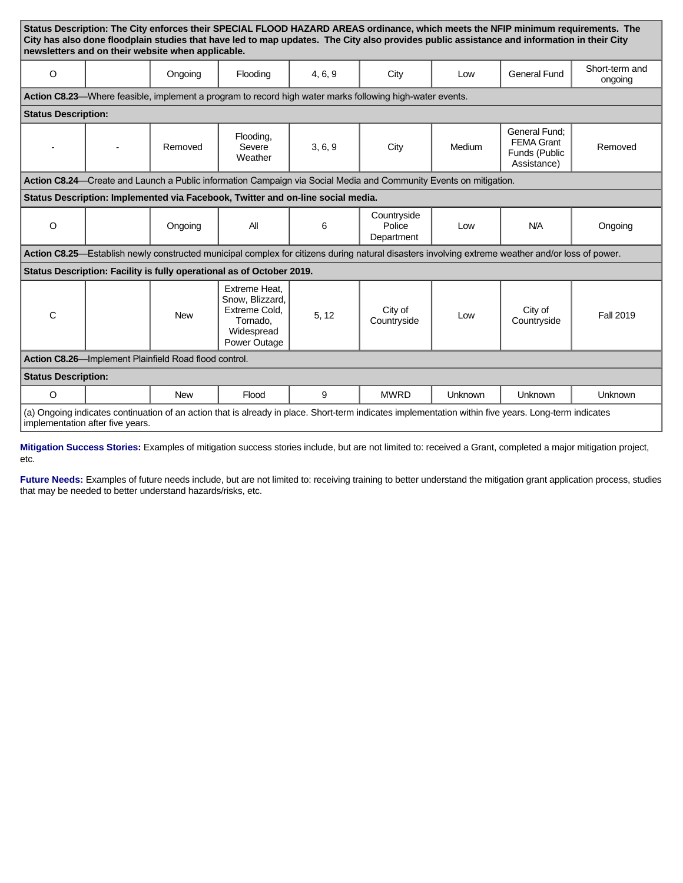| | | | | | | | | |
|---|---|---|---|---|---|---|---|---|
| **Status Description: The City enforces their SPECIAL FLOOD HAZARD AREAS ordinance, which meets the NFIP minimum requirements. The City has also done floodplain studies that have led to map updates. The City also provides public assistance and information in their City newsletters and on their website when applicable.** | | | | | | | | |
| O | | Ongoing | Flooding | 4, 6, 9 | City | Low | General Fund | Short-term and ongoing |
| **Action C8.23**—Where feasible, implement a program to record high water marks following high-water events. | | | | | | | | |
| **Status Description:** | | | | | | | | |
| - | - | Removed | Flooding, Severe Weather | 3, 6, 9 | City | Medium | General Fund; FEMA Grant Funds (Public Assistance) | Removed |
| **Action C8.24**—Create and Launch a Public information Campaign via Social Media and Community Events on mitigation. | | | | | | | | |
| **Status Description: Implemented via Facebook, Twitter and on-line social media.** | | | | | | | | |
| O | | Ongoing | All | 6 | Countryside Police Department | Low | N/A | Ongoing |
| **Action C8.25**—Establish newly constructed municipal complex for citizens during natural disasters involving extreme weather and/or loss of power. | | | | | | | | |
| **Status Description: Facility is fully operational as of October 2019.** | | | | | | | | |
| C | | New | Extreme Heat, Snow, Blizzard, Extreme Cold, Tornado, Widespread Power Outage | 5, 12 | City of Countryside | Low | City of Countryside | Fall 2019 |
| **Action C8.26**—Implement Plainfield Road flood control. | | | | | | | | |
| **Status Description:** | | | | | | | | |
| O | | New | Flood | 9 | MWRD | Unknown | Unknown | Unknown |
| (a) Ongoing indicates continuation of an action that is already in place. Short-term indicates implementation within five years. Long-term indicates implementation after five years. | | | | | | | | |

**Mitigation Success Stories:** Examples of mitigation success stories include, but are not limited to: received a Grant, completed a major mitigation project, etc.

**Future Needs:** Examples of future needs include, but are not limited to: receiving training to better understand the mitigation grant application process, studies that may be needed to better understand hazards/risks, etc.